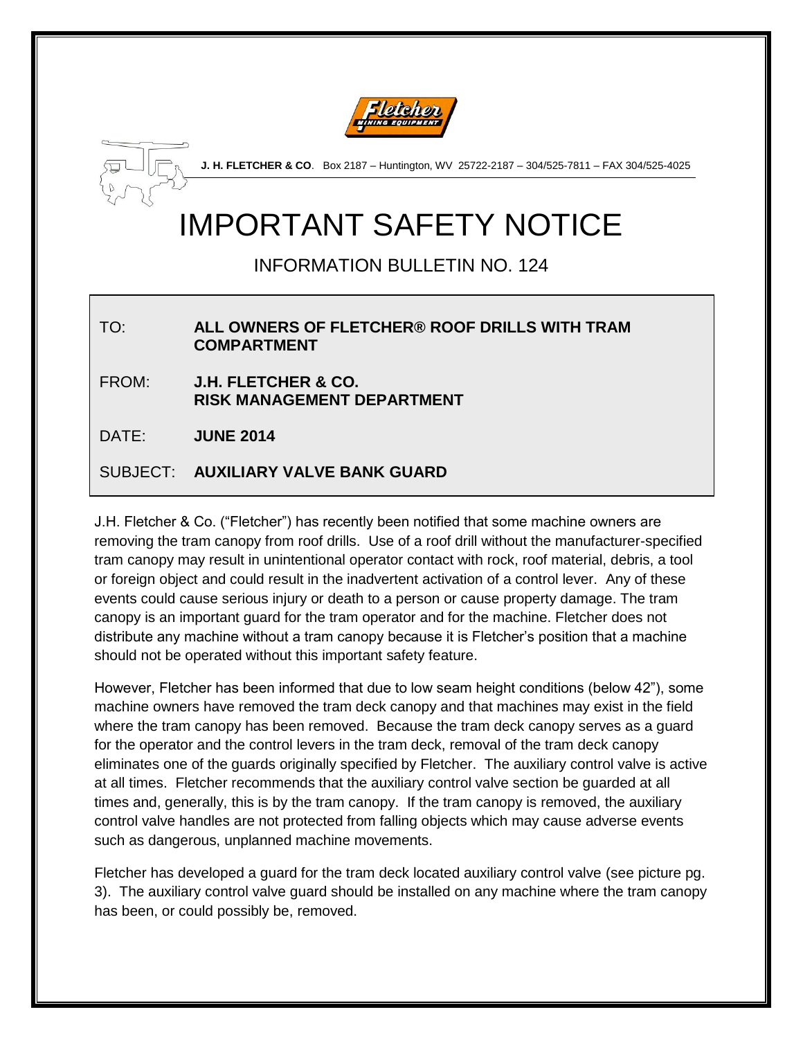**J. H. FLETCHER & CO**. Box 2187 – Huntington, WV 25722-2187 – 304/525-7811 – FAX 304/525-4025

# IMPORTANT SAFETY NOTICE

## INFORMATION BULLETIN NO. 124

| | |
|---|---|
| TO: | **ALL OWNERS OF FLETCHER® ROOF DRILLS WITH TRAM COMPARTMENT** |
| FROM: | **J.H. FLETCHER & CO. RISK MANAGEMENT DEPARTMENT** |
| DATE: | **JUNE 2014** |
| SUBJECT: | **AUXILIARY VALVE BANK GUARD** |

J.H. Fletcher & Co. ("Fletcher") has recently been notified that some machine owners are removing the tram canopy from roof drills. Use of a roof drill without the manufacturer-specified tram canopy may result in unintentional operator contact with rock, roof material, debris, a tool or foreign object and could result in the inadvertent activation of a control lever. Any of these events could cause serious injury or death to a person or cause property damage. The tram canopy is an important guard for the tram operator and for the machine. Fletcher does not distribute any machine without a tram canopy because it is Fletcher's position that a machine should not be operated without this important safety feature.

However, Fletcher has been informed that due to low seam height conditions (below 42"), some machine owners have removed the tram deck canopy and that machines may exist in the field where the tram canopy has been removed. Because the tram deck canopy serves as a guard for the operator and the control levers in the tram deck, removal of the tram deck canopy eliminates one of the guards originally specified by Fletcher. The auxiliary control valve is active at all times. Fletcher recommends that the auxiliary control valve section be guarded at all times and, generally, this is by the tram canopy. If the tram canopy is removed, the auxiliary control valve handles are not protected from falling objects which may cause adverse events such as dangerous, unplanned machine movements.

Fletcher has developed a guard for the tram deck located auxiliary control valve (see picture pg. 3). The auxiliary control valve guard should be installed on any machine where the tram canopy has been, or could possibly be, removed.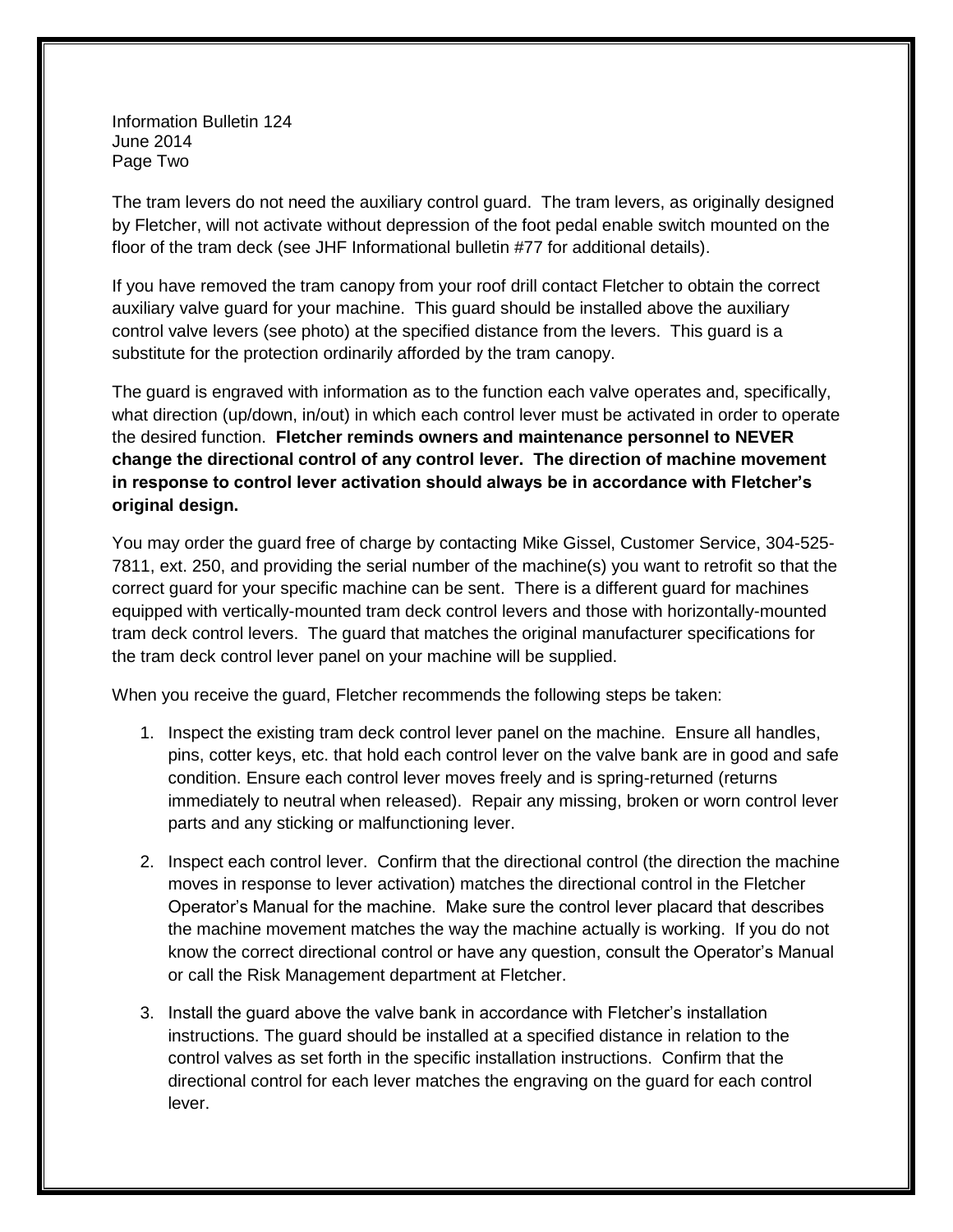Information Bulletin 124
June 2014
Page Two

The tram levers do not need the auxiliary control guard. The tram levers, as originally designed by Fletcher, will not activate without depression of the foot pedal enable switch mounted on the floor of the tram deck (see JHF Informational bulletin #77 for additional details).

If you have removed the tram canopy from your roof drill contact Fletcher to obtain the correct auxiliary valve guard for your machine. This guard should be installed above the auxiliary control valve levers (see photo) at the specified distance from the levers. This guard is a substitute for the protection ordinarily afforded by the tram canopy.

The guard is engraved with information as to the function each valve operates and, specifically, what direction (up/down, in/out) in which each control lever must be activated in order to operate the desired function. **Fletcher reminds owners and maintenance personnel to NEVER change the directional control of any control lever. The direction of machine movement in response to control lever activation should always be in accordance with Fletcher's original design.**

You may order the guard free of charge by contacting Mike Gissel, Customer Service, 304-525-7811, ext. 250, and providing the serial number of the machine(s) you want to retrofit so that the correct guard for your specific machine can be sent. There is a different guard for machines equipped with vertically-mounted tram deck control levers and those with horizontally-mounted tram deck control levers. The guard that matches the original manufacturer specifications for the tram deck control lever panel on your machine will be supplied.

When you receive the guard, Fletcher recommends the following steps be taken:

1. Inspect the existing tram deck control lever panel on the machine. Ensure all handles, pins, cotter keys, etc. that hold each control lever on the valve bank are in good and safe condition. Ensure each control lever moves freely and is spring-returned (returns immediately to neutral when released). Repair any missing, broken or worn control lever parts and any sticking or malfunctioning lever.

2. Inspect each control lever. Confirm that the directional control (the direction the machine moves in response to lever activation) matches the directional control in the Fletcher Operator's Manual for the machine. Make sure the control lever placard that describes the machine movement matches the way the machine actually is working. If you do not know the correct directional control or have any question, consult the Operator's Manual or call the Risk Management department at Fletcher.

3. Install the guard above the valve bank in accordance with Fletcher's installation instructions. The guard should be installed at a specified distance in relation to the control valves as set forth in the specific installation instructions. Confirm that the directional control for each lever matches the engraving on the guard for each control lever.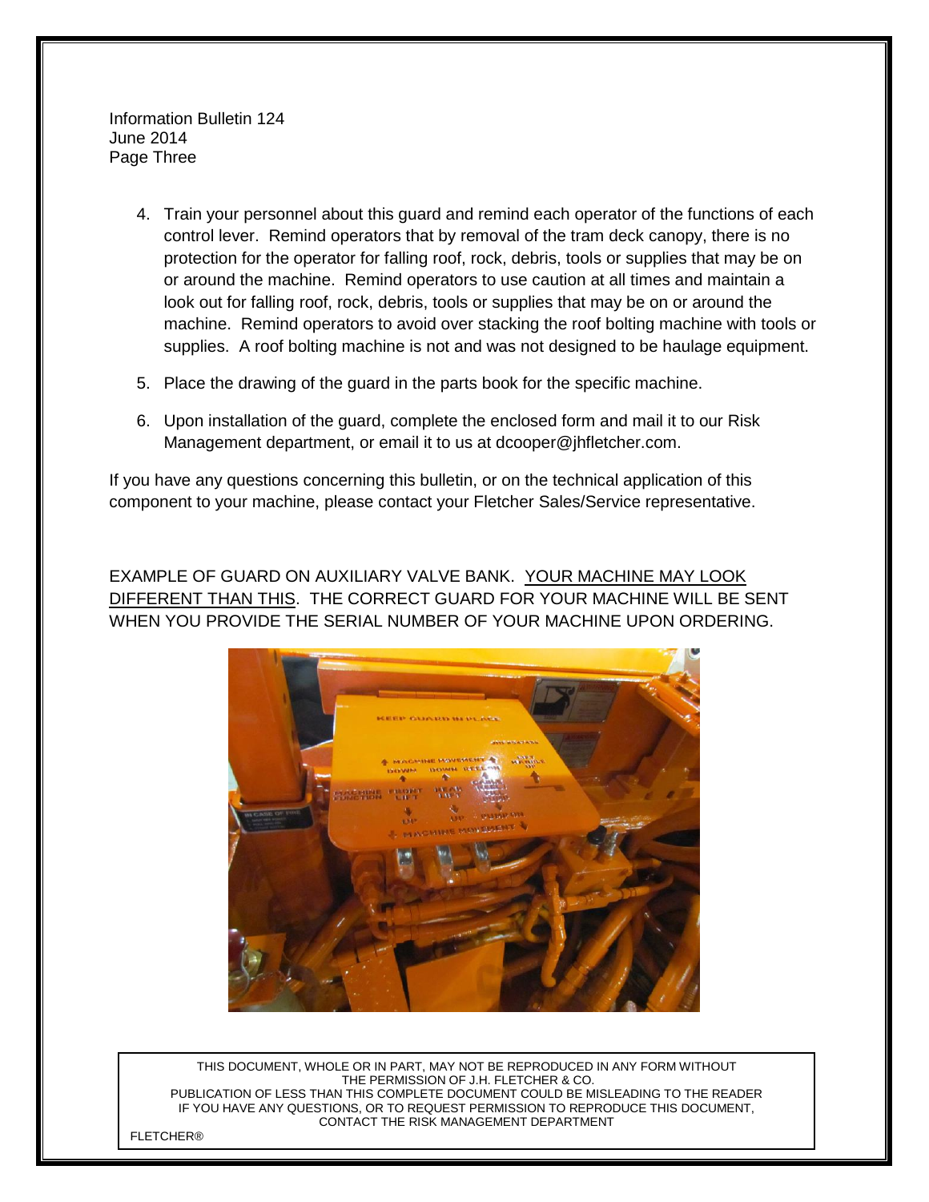Information Bulletin 124
June 2014
Page Three

4. Train your personnel about this guard and remind each operator of the functions of each control lever. Remind operators that by removal of the tram deck canopy, there is no protection for the operator for falling roof, rock, debris, tools or supplies that may be on or around the machine. Remind operators to use caution at all times and maintain a look out for falling roof, rock, debris, tools or supplies that may be on or around the machine. Remind operators to avoid over stacking the roof bolting machine with tools or supplies. A roof bolting machine is not and was not designed to be haulage equipment.

5. Place the drawing of the guard in the parts book for the specific machine.

6. Upon installation of the guard, complete the enclosed form and mail it to our Risk Management department, or email it to us at dcooper@jhfletcher.com.

If you have any questions concerning this bulletin, or on the technical application of this component to your machine, please contact your Fletcher Sales/Service representative.

EXAMPLE OF GUARD ON AUXILIARY VALVE BANK. <u>YOUR MACHINE MAY LOOK DIFFERENT THAN THIS</u>. THE CORRECT GUARD FOR YOUR MACHINE WILL BE SENT WHEN YOU PROVIDE THE SERIAL NUMBER OF YOUR MACHINE UPON ORDERING.

THIS DOCUMENT, WHOLE OR IN PART, MAY NOT BE REPRODUCED IN ANY FORM WITHOUT THE PERMISSION OF J.H. FLETCHER & CO.
PUBLICATION OF LESS THAN THIS COMPLETE DOCUMENT COULD BE MISLEADING TO THE READER
IF YOU HAVE ANY QUESTIONS, OR TO REQUEST PERMISSION TO REPRODUCE THIS DOCUMENT, CONTACT THE RISK MANAGEMENT DEPARTMENT

FLETCHER®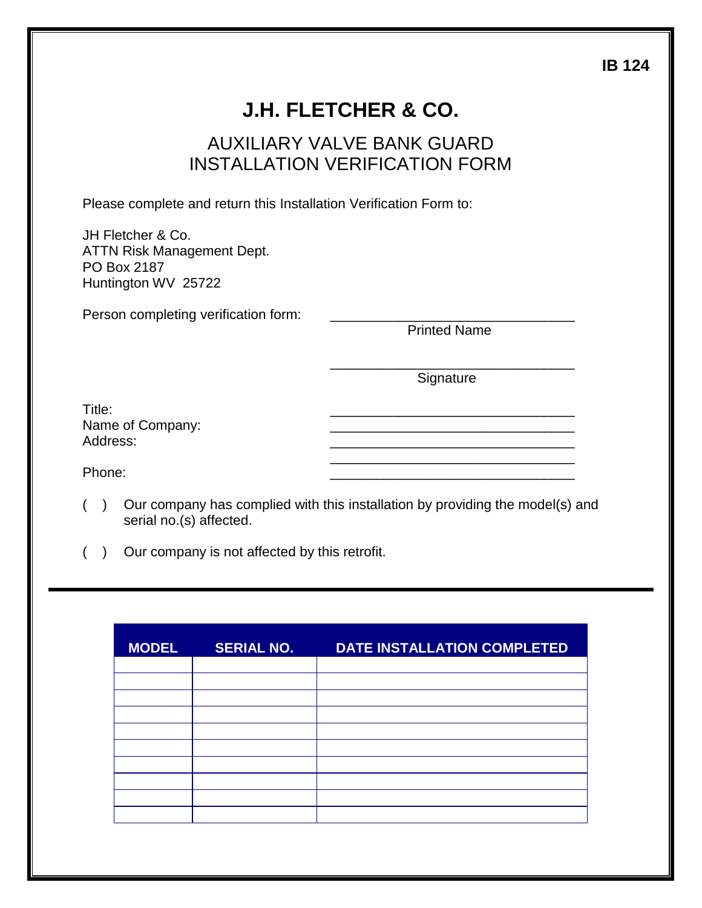IB 124

# J.H. FLETCHER & CO.

## AUXILIARY VALVE BANK GUARD INSTALLATION VERIFICATION FORM

Please complete and return this Installation Verification Form to:

JH Fletcher & Co.
ATTN Risk Management Dept.
PO Box 2187
Huntington WV 25722

Person completing verification form: ________________________________
Printed Name

________________________________
Signature

Title: ________________________________
Name of Company: ________________________________
Address: ________________________________
________________________________
Phone: ________________________________

( ) Our company has complied with this installation by providing the model(s) and serial no.(s) affected.

( ) Our company is not affected by this retrofit.

---

| MODEL | SERIAL NO. | DATE INSTALLATION COMPLETED |
|---|---|---|
| | | |
| | | |
| | | |
| | | |
| | | |
| | | |
| | | |
| | | |
| | | |
| | | |